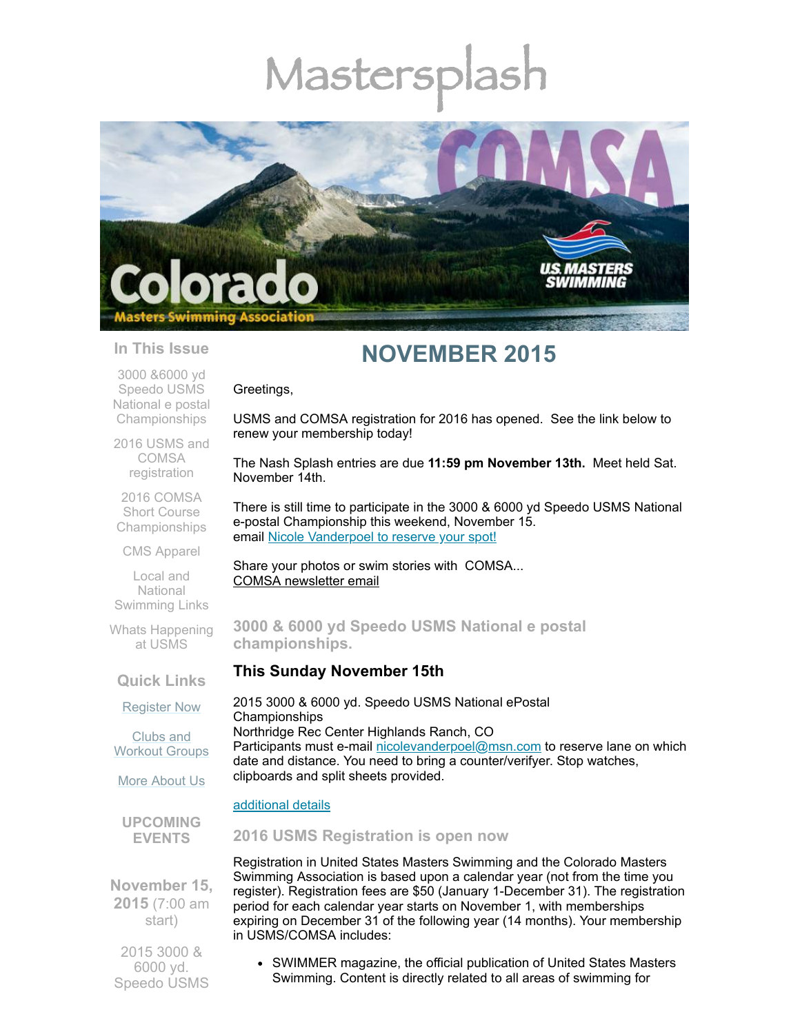# Mastersplash

Colorado Masters Swimming Association

COMSA

US MASTERS SWIMMING

**In This Issue**

3000 &6000 yd Speedo USMS National e postal Championships

2016 USMS and COMSA registration

2016 COMSA Short Course Championships

CMS Apparel

Local and National Swimming Links

Whats Happening at USMS

**Quick Links**

[Register Now]()

[Clubs and Workout Groups]()

[More About Us]()

**UPCOMING EVENTS**

**November 15, 2015** (7:00 am start)

2015 3000 & 6000 yd. Speedo USMS

## NOVEMBER 2015

Greetings,

USMS and COMSA registration for 2016 has opened. See the link below to renew your membership today!

The Nash Splash entries are due **11:59 pm November 13th.** Meet held Sat. November 14th.

There is still time to participate in the 3000 & 6000 yd Speedo USMS National e-postal Championship this weekend, November 15.
email [Nicole Vanderpoel to reserve your spot!]()

Share your photos or swim stories with COMSA...
[COMSA newsletter email]()

### 3000 & 6000 yd Speedo USMS National e postal championships.

**This Sunday November 15th**

2015 3000 & 6000 yd. Speedo USMS National ePostal Championships
Northridge Rec Center Highlands Ranch, CO
Participants must e-mail [nicolevanderpoel@msn.com]() to reserve lane on which date and distance. You need to bring a counter/verifyer. Stop watches, clipboards and split sheets provided.

[additional details]()

### 2016 USMS Registration is open now

Registration in United States Masters Swimming and the Colorado Masters Swimming Association is based upon a calendar year (not from the time you register). Registration fees are $50 (January 1-December 31). The registration period for each calendar year starts on November 1, with memberships expiring on December 31 of the following year (14 months). Your membership in USMS/COMSA includes:

- SWIMMER magazine, the official publication of United States Masters Swimming. Content is directly related to all areas of swimming for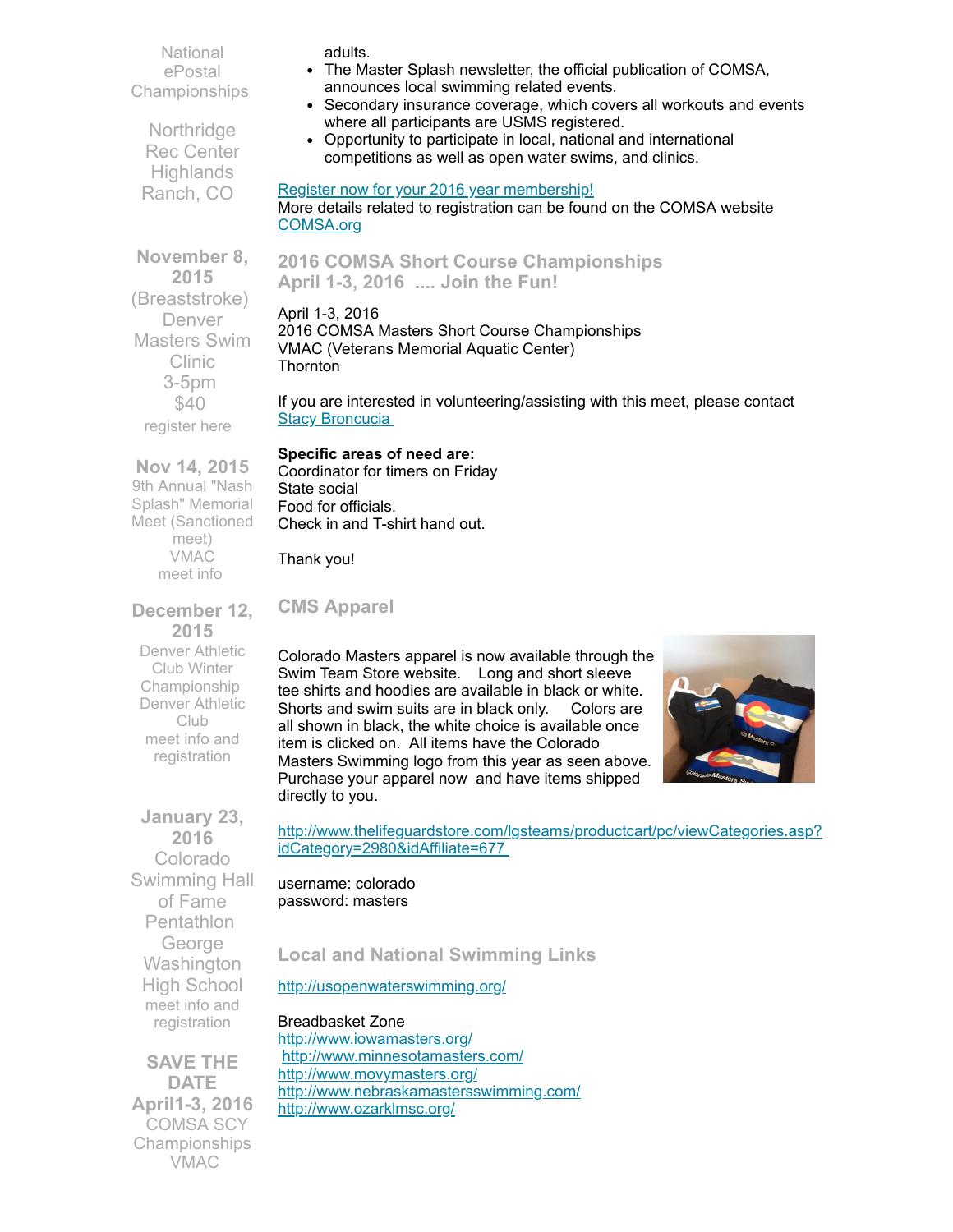National ePostal Championships

Northridge Rec Center
Highlands Ranch, CO

**November 8, 2015**
(Breaststroke)
Denver Masters Swim Clinic
3-5pm
$40
register here

**Nov 14, 2015**
9th Annual "Nash Splash" Memorial Meet (Sanctioned meet)
VMAC
meet info

**December 12, 2015**
Denver Athletic Club Winter Championship
Denver Athletic Club
meet info and registration

**January 23, 2016**
Colorado Swimming Hall of Fame Pentathlon
George Washington High School
meet info and registration

**SAVE THE DATE April1-3, 2016**
COMSA SCY Championships
VMAC

adults.

- The Master Splash newsletter, the official publication of COMSA, announces local swimming related events.
- Secondary insurance coverage, which covers all workouts and events where all participants are USMS registered.
- Opportunity to participate in local, national and international competitions as well as open water swims, and clinics.

[Register now for your 2016 year membership!](#)
More details related to registration can be found on the COMSA website [COMSA.org](#)

## 2016 COMSA Short Course Championships April 1-3, 2016 .... Join the Fun!

April 1-3, 2016
2016 COMSA Masters Short Course Championships
VMAC (Veterans Memorial Aquatic Center)
Thornton

If you are interested in volunteering/assisting with this meet, please contact [Stacy Broncucia](#)

**Specific areas of need are:**
Coordinator for timers on Friday
State social
Food for officials.
Check in and T-shirt hand out.

Thank you!

## CMS Apparel

Colorado Masters apparel is now available through the Swim Team Store website. Long and short sleeve tee shirts and hoodies are available in black or white. Shorts and swim suits are in black only. Colors are all shown in black, the white choice is available once item is clicked on. All items have the Colorado Masters Swimming logo from this year as seen above. Purchase your apparel now and have items shipped directly to you.

http://www.thelifeguardstore.com/lgsteams/productcart/pc/viewCategories.asp?idCategory=2980&idAffiliate=677

username: colorado
password: masters

## Local and National Swimming Links

http://usopenwaterswimming.org/

Breadbasket Zone
http://www.iowamasters.org/
http://www.minnesotamasters.com/
http://www.movymasters.org/
http://www.nebraskamastersswimming.com/
http://www.ozarklmsc.org/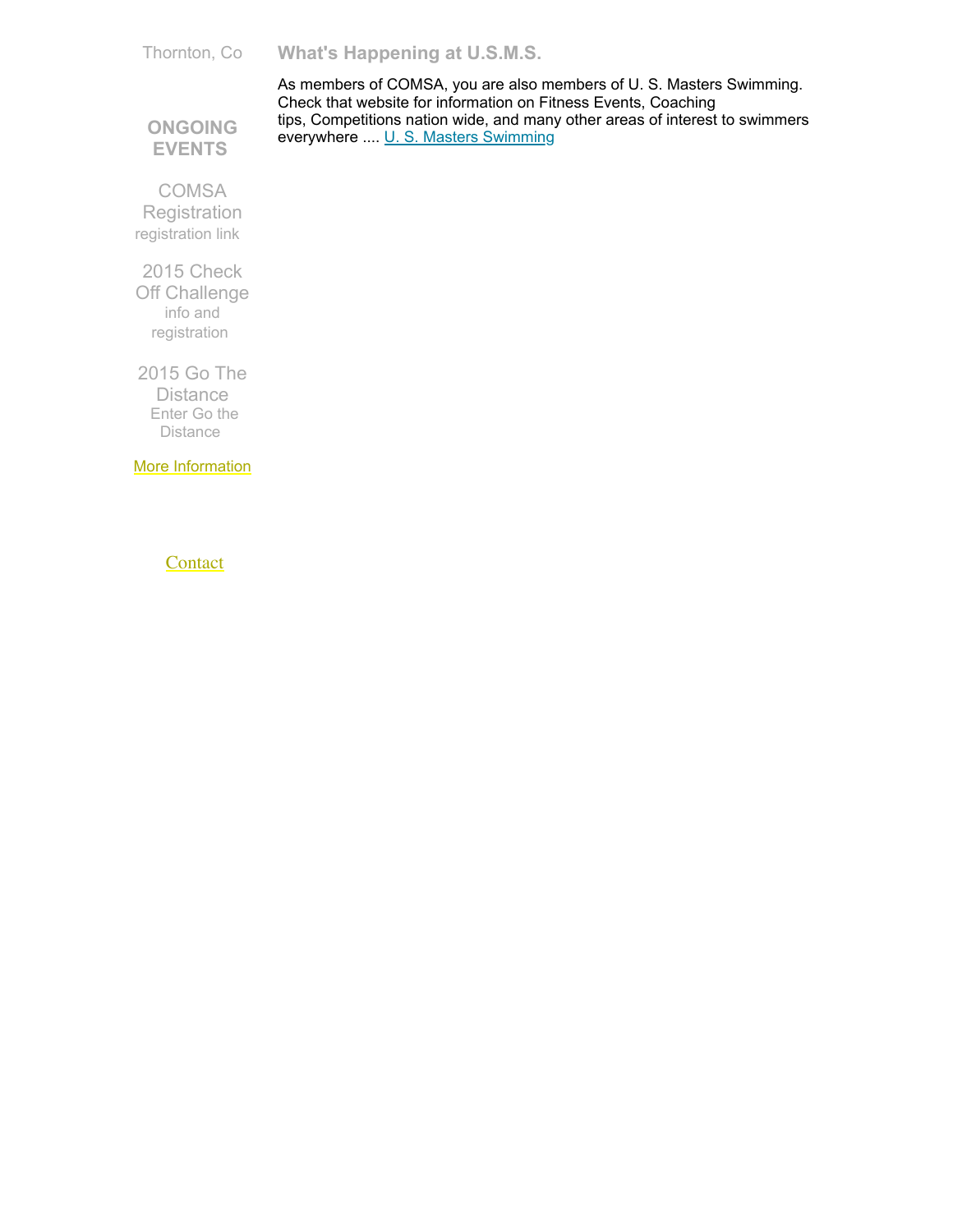Thornton, Co

**ONGOING EVENTS**

COMSA Registration
registration link

2015 Check Off Challenge
info and registration

2015 Go The Distance
Enter Go the Distance

More Information

Contact

## What's Happening at U.S.M.S.

As members of COMSA, you are also members of U. S. Masters Swimming. Check that website for information on Fitness Events, Coaching tips, Competitions nation wide, and many other areas of interest to swimmers everywhere .... U. S. Masters Swimming